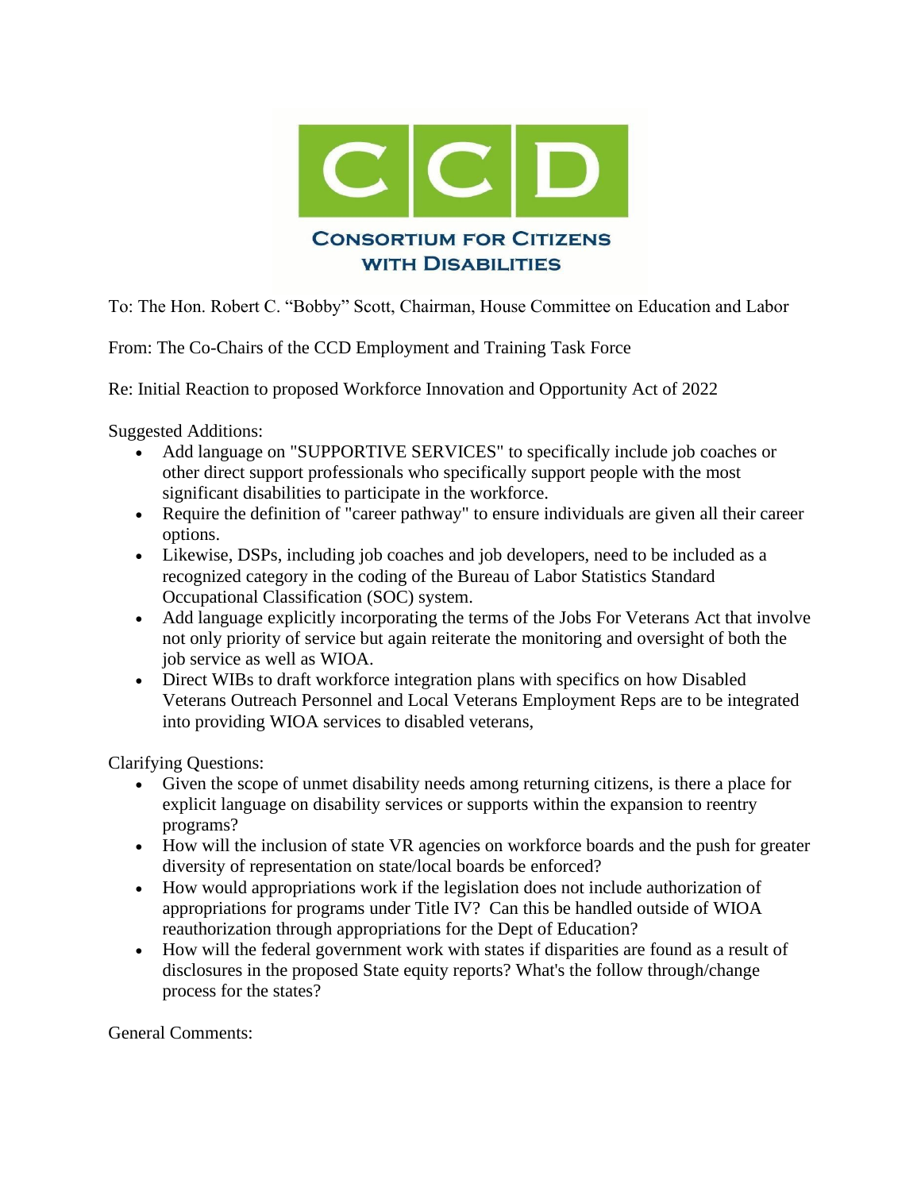# CCD

## Consortium for Citizens with Disabilities

To: The Hon. Robert C. "Bobby" Scott, Chairman, House Committee on Education and Labor

From: The Co-Chairs of the CCD Employment and Training Task Force

Re: Initial Reaction to proposed Workforce Innovation and Opportunity Act of 2022

Suggested Additions:

- Add language on "SUPPORTIVE SERVICES" to specifically include job coaches or other direct support professionals who specifically support people with the most significant disabilities to participate in the workforce.
- Require the definition of "career pathway" to ensure individuals are given all their career options.
- Likewise, DSPs, including job coaches and job developers, need to be included as a recognized category in the coding of the Bureau of Labor Statistics Standard Occupational Classification (SOC) system.
- Add language explicitly incorporating the terms of the Jobs For Veterans Act that involve not only priority of service but again reiterate the monitoring and oversight of both the job service as well as WIOA.
- Direct WIBs to draft workforce integration plans with specifics on how Disabled Veterans Outreach Personnel and Local Veterans Employment Reps are to be integrated into providing WIOA services to disabled veterans,

Clarifying Questions:

- Given the scope of unmet disability needs among returning citizens, is there a place for explicit language on disability services or supports within the expansion to reentry programs?
- How will the inclusion of state VR agencies on workforce boards and the push for greater diversity of representation on state/local boards be enforced?
- How would appropriations work if the legislation does not include authorization of appropriations for programs under Title IV? Can this be handled outside of WIOA reauthorization through appropriations for the Dept of Education?
- How will the federal government work with states if disparities are found as a result of disclosures in the proposed State equity reports? What's the follow through/change process for the states?

General Comments: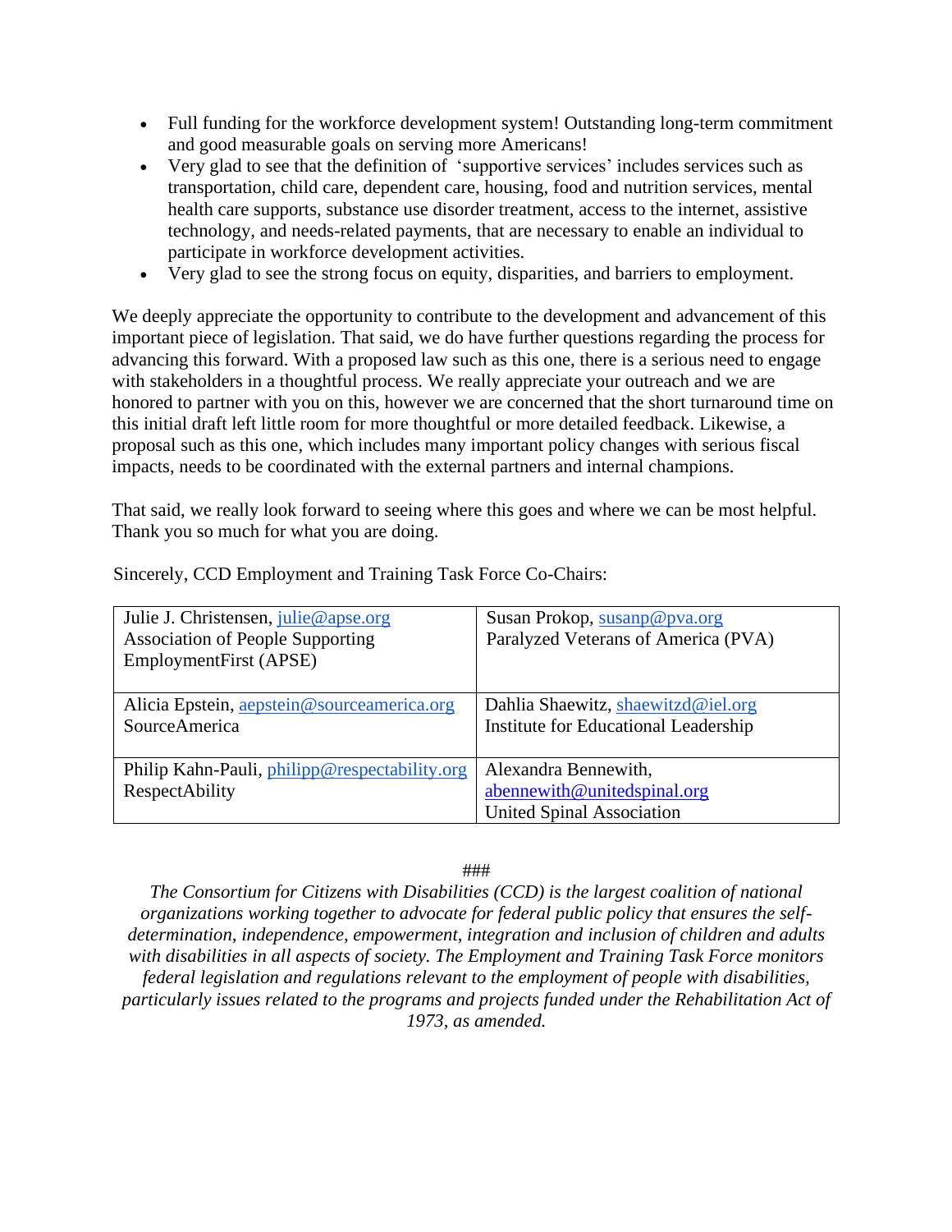- Full funding for the workforce development system! Outstanding long-term commitment and good measurable goals on serving more Americans!
- Very glad to see that the definition of 'supportive services' includes services such as transportation, child care, dependent care, housing, food and nutrition services, mental health care supports, substance use disorder treatment, access to the internet, assistive technology, and needs-related payments, that are necessary to enable an individual to participate in workforce development activities.
- Very glad to see the strong focus on equity, disparities, and barriers to employment.

We deeply appreciate the opportunity to contribute to the development and advancement of this important piece of legislation. That said, we do have further questions regarding the process for advancing this forward. With a proposed law such as this one, there is a serious need to engage with stakeholders in a thoughtful process. We really appreciate your outreach and we are honored to partner with you on this, however we are concerned that the short turnaround time on this initial draft left little room for more thoughtful or more detailed feedback. Likewise, a proposal such as this one, which includes many important policy changes with serious fiscal impacts, needs to be coordinated with the external partners and internal champions.

That said, we really look forward to seeing where this goes and where we can be most helpful. Thank you so much for what you are doing.

Sincerely, CCD Employment and Training Task Force Co-Chairs:

| | |
|---|---|
| Julie J. Christensen, julie@apse.org<br>Association of People Supporting EmploymentFirst (APSE) | Susan Prokop, susanp@pva.org<br>Paralyzed Veterans of America (PVA) |
| Alicia Epstein, aepstein@sourceamerica.org<br>SourceAmerica | Dahlia Shaewitz, shaewitzd@iel.org<br>Institute for Educational Leadership |
| Philip Kahn-Pauli, philipp@respectability.org<br>RespectAbility | Alexandra Bennewith,<br>abennewith@unitedspinal.org<br>United Spinal Association |

###

*The Consortium for Citizens with Disabilities (CCD) is the largest coalition of national organizations working together to advocate for federal public policy that ensures the self-determination, independence, empowerment, integration and inclusion of children and adults with disabilities in all aspects of society. The Employment and Training Task Force monitors federal legislation and regulations relevant to the employment of people with disabilities, particularly issues related to the programs and projects funded under the Rehabilitation Act of 1973, as amended.*